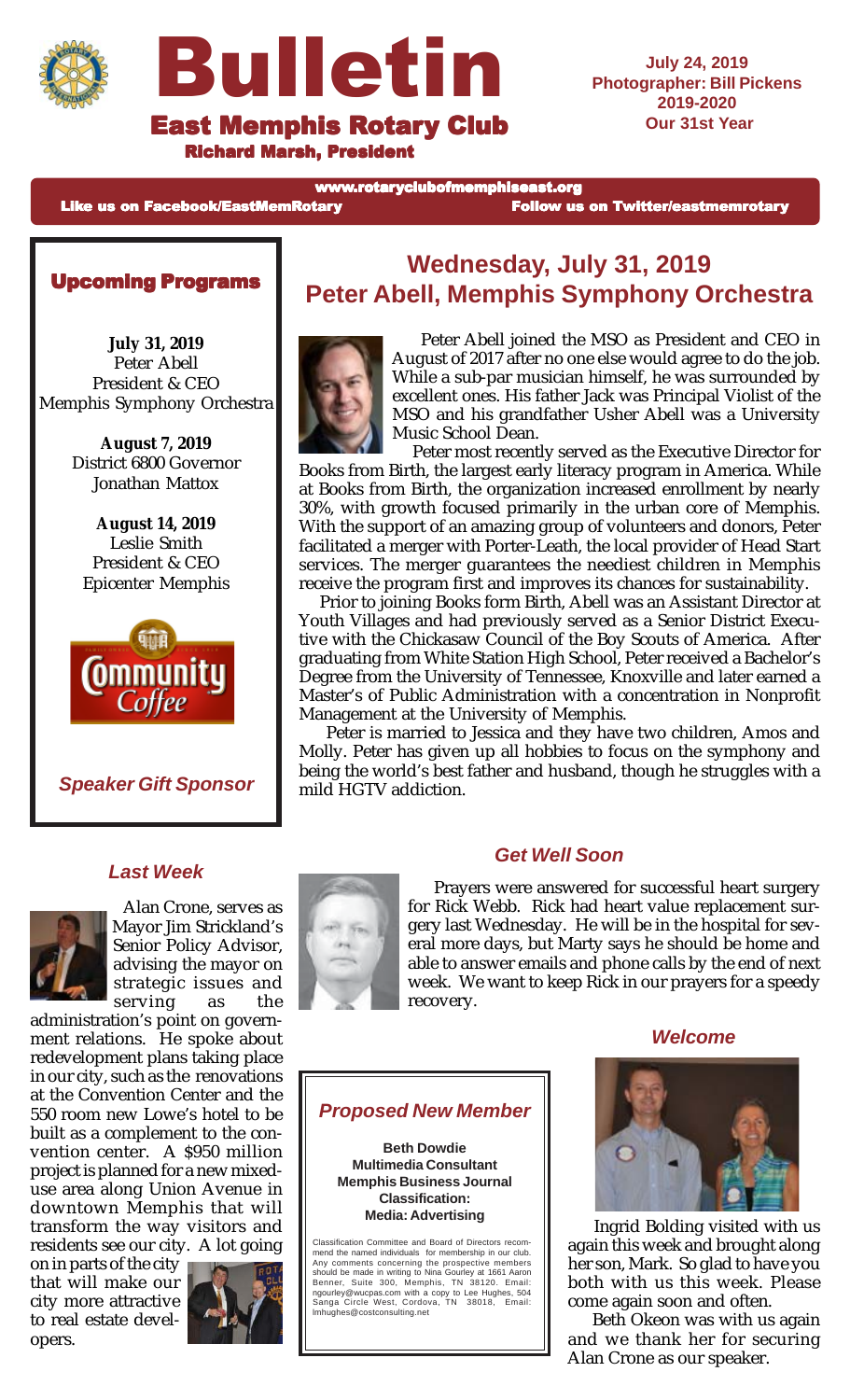# Bulletin

## East Memphis Rotary Club

**Richard Marsh, President**

**July 24, 2019**
**Photographer: Bill Pickens**
**2019-2020**
**Our 31st Year**

www.rotaryclubofmemphiseast.org
Like us on Facebook/EastMemRotary    Follow us on Twitter/eastmemrotary

### Upcoming Programs

**July 31, 2019**
Peter Abell
President & CEO
Memphis Symphony Orchestra

**August 7, 2019**
District 6800 Governor
Jonathan Mattox

**August 14, 2019**
Leslie Smith
President & CEO
Epicenter Memphis

Community Coffee

***Speaker Gift Sponsor***

## Wednesday, July 31, 2019
## Peter Abell, Memphis Symphony Orchestra

Peter Abell joined the MSO as President and CEO in August of 2017 after no one else would agree to do the job. While a sub-par musician himself, he was surrounded by excellent ones. His father Jack was Principal Violist of the MSO and his grandfather Usher Abell was a University Music School Dean.

Peter most recently served as the Executive Director for Books from Birth, the largest early literacy program in America. While at Books from Birth, the organization increased enrollment by nearly 30%, with growth focused primarily in the urban core of Memphis. With the support of an amazing group of volunteers and donors, Peter facilitated a merger with Porter-Leath, the local provider of Head Start services. The merger guarantees the neediest children in Memphis receive the program first and improves its chances for sustainability.

Prior to joining Books form Birth, Abell was an Assistant Director at Youth Villages and had previously served as a Senior District Executive with the Chickasaw Council of the Boy Scouts of America. After graduating from White Station High School, Peter received a Bachelor's Degree from the University of Tennessee, Knoxville and later earned a Master's of Public Administration with a concentration in Nonprofit Management at the University of Memphis.

Peter is married to Jessica and they have two children, Amos and Molly. Peter has given up all hobbies to focus on the symphony and being the world's best father and husband, though he struggles with a mild HGTV addiction.

### *Last Week*

Alan Crone, serves as Mayor Jim Strickland's Senior Policy Advisor, advising the mayor on strategic issues and serving as the administration's point on government relations. He spoke about redevelopment plans taking place in our city, such as the renovations at the Convention Center and the 550 room new Lowe's hotel to be built as a complement to the convention center. A $950 million project is planned for a new mixed-use area along Union Avenue in downtown Memphis that will transform the way visitors and residents see our city. A lot going on in parts of the city that will make our city more attractive to real estate developers.

### *Get Well Soon*

Prayers were answered for successful heart surgery for Rick Webb. Rick had heart value replacement surgery last Wednesday. He will be in the hospital for several more days, but Marty says he should be home and able to answer emails and phone calls by the end of next week. We want to keep Rick in our prayers for a speedy recovery.

### *Proposed New Member*

**Beth Dowdie**
**Multimedia Consultant**
**Memphis Business Journal**
**Classification:**
**Media: Advertising**

Classification Committee and Board of Directors recommend the named individuals for membership in our club. Any comments concerning the prospective members should be made in writing to Nina Gourley at 1661 Aaron Benner, Suite 300, Memphis, TN 38120. Email: ngourley@wucpas.com with a copy to Lee Hughes, 504 Sanga Circle West, Cordova, TN 38018, Email: lmhughes@costconsulting.net

### *Welcome*

Ingrid Bolding visited with us again this week and brought along her son, Mark. So glad to have you both with us this week. Please come again soon and often.

Beth Okeon was with us again and we thank her for securing Alan Crone as our speaker.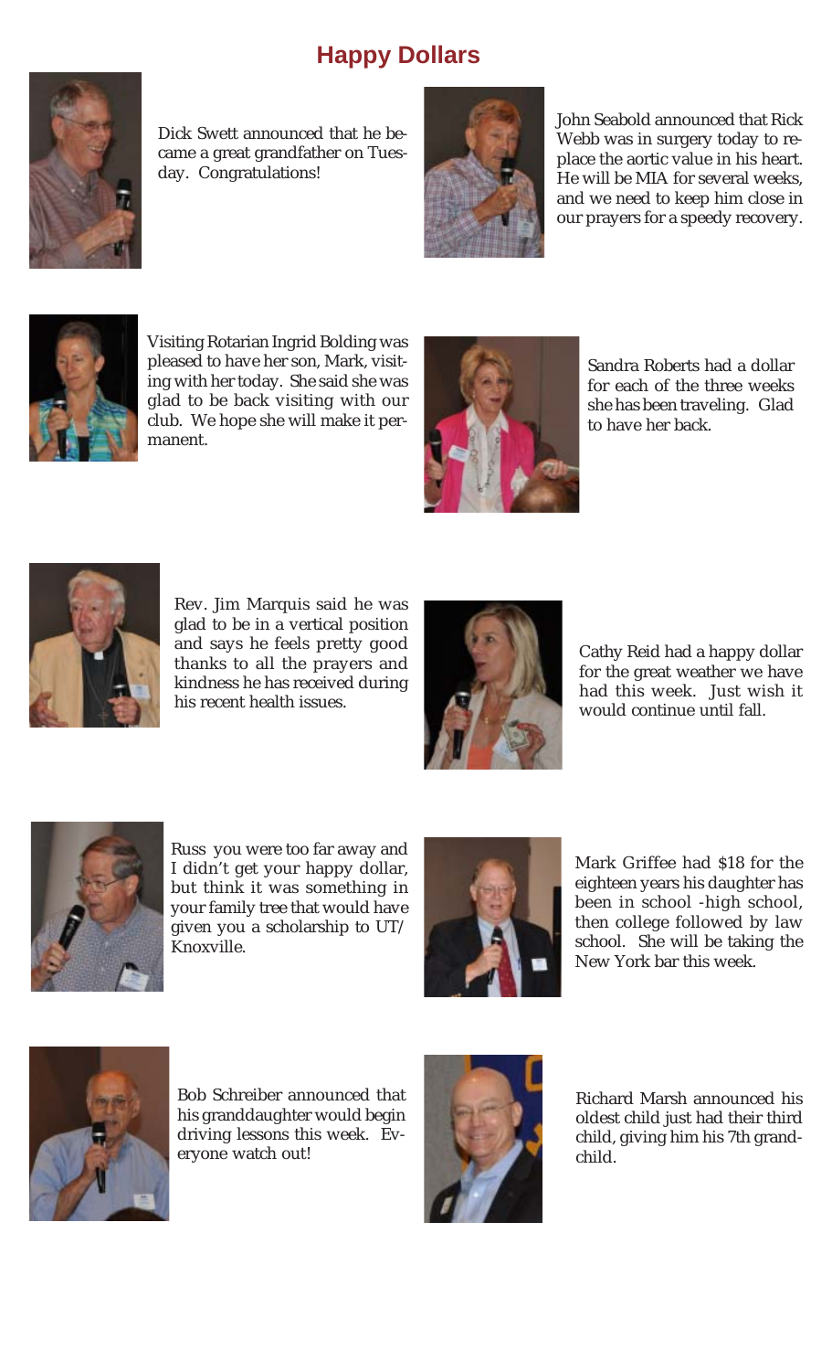## Happy Dollars

Dick Swett announced that he became a great grandfather on Tuesday. Congratulations!

John Seabold announced that Rick Webb was in surgery today to replace the aortic value in his heart. He will be MIA for several weeks, and we need to keep him close in our prayers for a speedy recovery.

Visiting Rotarian Ingrid Bolding was pleased to have her son, Mark, visiting with her today. She said she was glad to be back visiting with our club. We hope she will make it permanent.

Sandra Roberts had a dollar for each of the three weeks she has been traveling. Glad to have her back.

Rev. Jim Marquis said he was glad to be in a vertical position and says he feels pretty good thanks to all the prayers and kindness he has received during his recent health issues.

Cathy Reid had a happy dollar for the great weather we have had this week. Just wish it would continue until fall.

Russ you were too far away and I didn't get your happy dollar, but think it was something in your family tree that would have given you a scholarship to UT/ Knoxville.

Mark Griffee had $18 for the eighteen years his daughter has been in school -high school, then college followed by law school. She will be taking the New York bar this week.

Bob Schreiber announced that his granddaughter would begin driving lessons this week. Everyone watch out!

Richard Marsh announced his oldest child just had their third child, giving him his 7th grandchild.